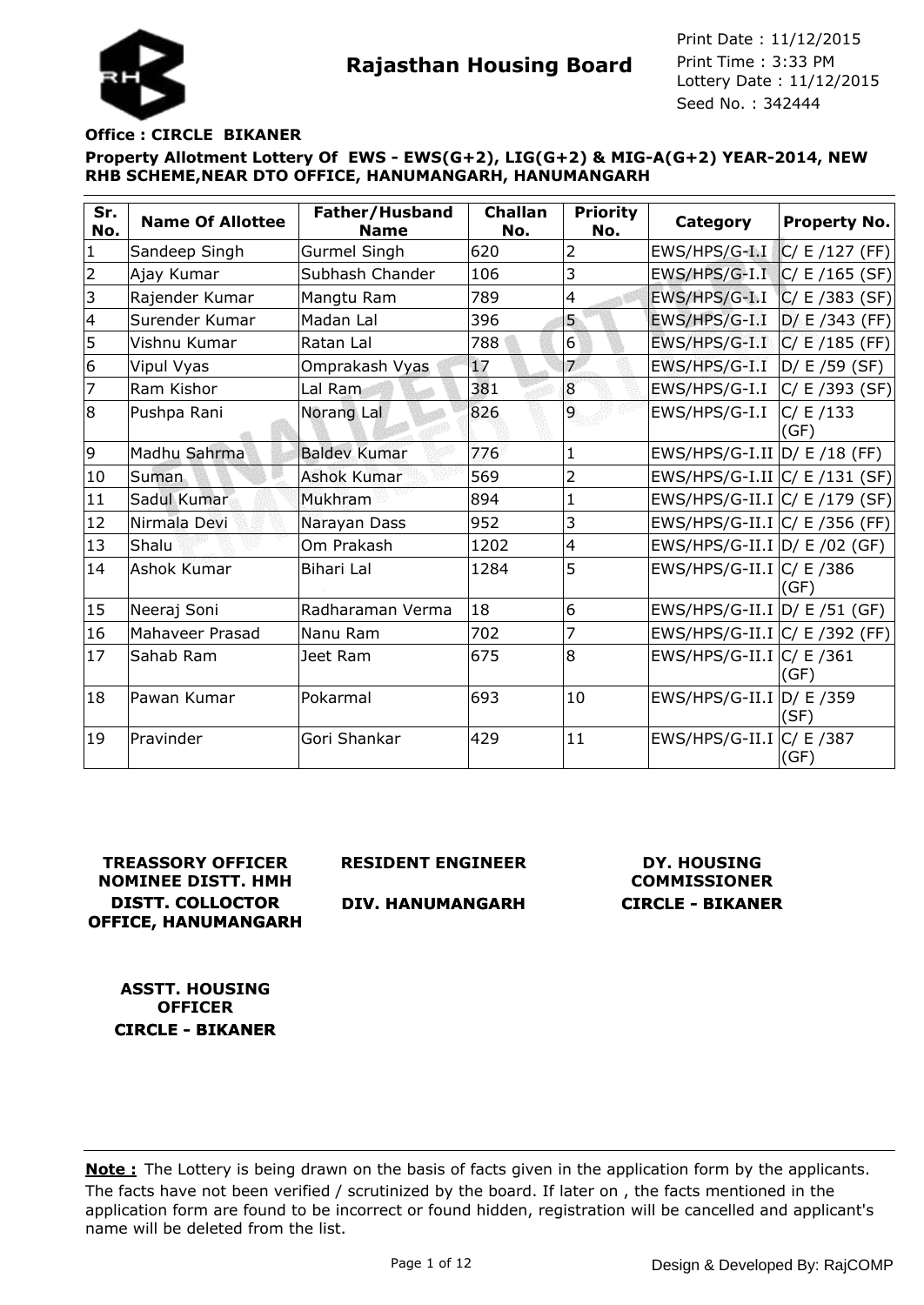# Rajasthan Housing Board

Print Date : 11/12/2015
Print Time : 3:33 PM
Lottery Date : 11/12/2015
Seed No. : 342444

**Office : CIRCLE BIKANER**

**Property Allotment Lottery Of EWS - EWS(G+2), LIG(G+2) & MIG-A(G+2) YEAR-2014, NEW RHB SCHEME,NEAR DTO OFFICE, HANUMANGARH, HANUMANGARH**

| Sr. No. | Name Of Allottee | Father/Husband Name | Challan No. | Priority No. | Category | Property No. |
|---|---|---|---|---|---|---|
| 1 | Sandeep Singh | Gurmel Singh | 620 | 2 | EWS/HPS/G-I.I | C/ E /127 (FF) |
| 2 | Ajay Kumar | Subhash Chander | 106 | 3 | EWS/HPS/G-I.I | C/ E /165 (SF) |
| 3 | Rajender Kumar | Mangtu Ram | 789 | 4 | EWS/HPS/G-I.I | C/ E /383 (SF) |
| 4 | Surender Kumar | Madan Lal | 396 | 5 | EWS/HPS/G-I.I | D/ E /343 (FF) |
| 5 | Vishnu Kumar | Ratan Lal | 788 | 6 | EWS/HPS/G-I.I | C/ E /185 (FF) |
| 6 | Vipul Vyas | Omprakash Vyas | 17 | 7 | EWS/HPS/G-I.I | D/ E /59 (SF) |
| 7 | Ram Kishor | Lal Ram | 381 | 8 | EWS/HPS/G-I.I | C/ E /393 (SF) |
| 8 | Pushpa Rani | Norang Lal | 826 | 9 | EWS/HPS/G-I.I | C/ E /133 (GF) |
| 9 | Madhu Sahrma | Baldev Kumar | 776 | 1 | EWS/HPS/G-I.II | D/ E /18 (FF) |
| 10 | Suman | Ashok Kumar | 569 | 2 | EWS/HPS/G-I.II | C/ E /131 (SF) |
| 11 | Sadul Kumar | Mukhram | 894 | 1 | EWS/HPS/G-II.I | C/ E /179 (SF) |
| 12 | Nirmala Devi | Narayan Dass | 952 | 3 | EWS/HPS/G-II.I | C/ E /356 (FF) |
| 13 | Shalu | Om Prakash | 1202 | 4 | EWS/HPS/G-II.I | D/ E /02 (GF) |
| 14 | Ashok Kumar | Bihari Lal | 1284 | 5 | EWS/HPS/G-II.I | C/ E /386 (GF) |
| 15 | Neeraj Soni | Radharaman Verma | 18 | 6 | EWS/HPS/G-II.I | D/ E /51 (GF) |
| 16 | Mahaveer Prasad | Nanu Ram | 702 | 7 | EWS/HPS/G-II.I | C/ E /392 (FF) |
| 17 | Sahab Ram | Jeet Ram | 675 | 8 | EWS/HPS/G-II.I | C/ E /361 (GF) |
| 18 | Pawan Kumar | Pokarmal | 693 | 10 | EWS/HPS/G-II.I | D/ E /359 (SF) |
| 19 | Pravinder | Gori Shankar | 429 | 11 | EWS/HPS/G-II.I | C/ E /387 (GF) |

**TREASSORY OFFICER NOMINEE DISTT. HMH DISTT. COLLECTOR OFFICE, HANUMANGARH**

**RESIDENT ENGINEER DIV. HANUMANGARH**

**DY. HOUSING COMMISSIONER CIRCLE - BIKANER**

**ASSTT. HOUSING OFFICER CIRCLE - BIKANER**

**Note :** The Lottery is being drawn on the basis of facts given in the application form by the applicants. The facts have not been verified / scrutinized by the board. If later on , the facts mentioned in the application form are found to be incorrect or found hidden, registration will be cancelled and applicant's name will be deleted from the list.

Design & Developed By: RajCOMP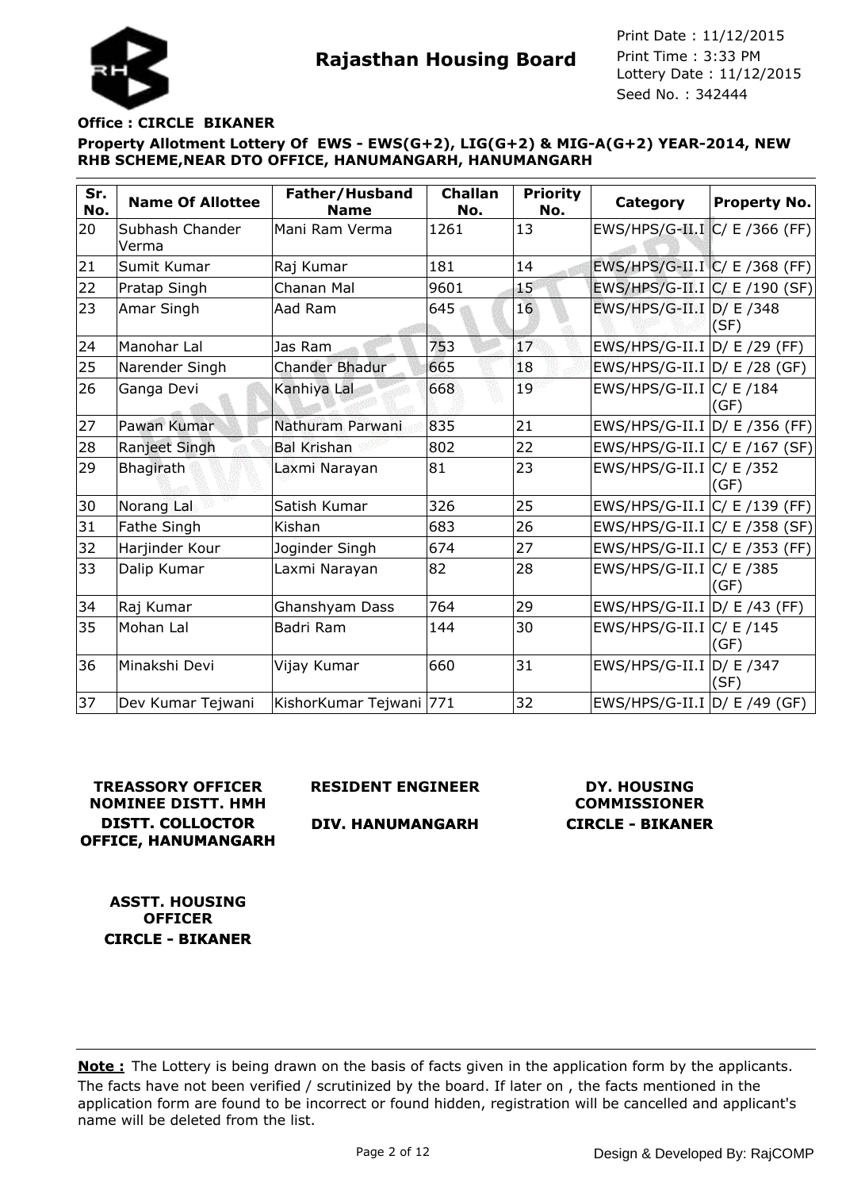# Rajasthan Housing Board

Print Date : 11/12/2015
Print Time : 3:33 PM
Lottery Date : 11/12/2015
Seed No. : 342444

**Office : CIRCLE BIKANER**

**Property Allotment Lottery Of EWS - EWS(G+2), LIG(G+2) & MIG-A(G+2) YEAR-2014, NEW RHB SCHEME,NEAR DTO OFFICE, HANUMANGARH, HANUMANGARH**

| Sr. No. | Name Of Allottee | Father/Husband Name | Challan No. | Priority No. | Category | Property No. |
|---|---|---|---|---|---|---|
| 20 | Subhash Chander Verma | Mani Ram Verma | 1261 | 13 | EWS/HPS/G-II.I | C/ E /366 (FF) |
| 21 | Sumit Kumar | Raj Kumar | 181 | 14 | EWS/HPS/G-II.I | C/ E /368 (FF) |
| 22 | Pratap Singh | Chanan Mal | 9601 | 15 | EWS/HPS/G-II.I | C/ E /190 (SF) |
| 23 | Amar Singh | Aad Ram | 645 | 16 | EWS/HPS/G-II.I | D/ E /348 (SF) |
| 24 | Manohar Lal | Jas Ram | 753 | 17 | EWS/HPS/G-II.I | D/ E /29 (FF) |
| 25 | Narender Singh | Chander Bhadur | 665 | 18 | EWS/HPS/G-II.I | D/ E /28 (GF) |
| 26 | Ganga Devi | Kanhiya Lal | 668 | 19 | EWS/HPS/G-II.I | C/ E /184 (GF) |
| 27 | Pawan Kumar | Nathuram Parwani | 835 | 21 | EWS/HPS/G-II.I | D/ E /356 (FF) |
| 28 | Ranjeet Singh | Bal Krishan | 802 | 22 | EWS/HPS/G-II.I | C/ E /167 (SF) |
| 29 | Bhagirath | Laxmi Narayan | 81 | 23 | EWS/HPS/G-II.I | C/ E /352 (GF) |
| 30 | Norang Lal | Satish Kumar | 326 | 25 | EWS/HPS/G-II.I | C/ E /139 (FF) |
| 31 | Fathe Singh | Kishan | 683 | 26 | EWS/HPS/G-II.I | C/ E /358 (SF) |
| 32 | Harjinder Kour | Joginder Singh | 674 | 27 | EWS/HPS/G-II.I | C/ E /353 (FF) |
| 33 | Dalip Kumar | Laxmi Narayan | 82 | 28 | EWS/HPS/G-II.I | C/ E /385 (GF) |
| 34 | Raj Kumar | Ghanshyam Dass | 764 | 29 | EWS/HPS/G-II.I | D/ E /43 (FF) |
| 35 | Mohan Lal | Badri Ram | 144 | 30 | EWS/HPS/G-II.I | C/ E /145 (GF) |
| 36 | Minakshi Devi | Vijay Kumar | 660 | 31 | EWS/HPS/G-II.I | D/ E /347 (SF) |
| 37 | Dev Kumar Tejwani | KishorKumar Tejwani | 771 | 32 | EWS/HPS/G-II.I | D/ E /49 (GF) |

**TREASSORY OFFICER NOMINEE DISTT. HMH DISTT. COLLECTOR OFFICE, HANUMANGARH**

**RESIDENT ENGINEER DIV. HANUMANGARH**

**DY. HOUSING COMMISSIONER CIRCLE - BIKANER**

**ASSTT. HOUSING OFFICER CIRCLE - BIKANER**

**Note :** The Lottery is being drawn on the basis of facts given in the application form by the applicants. The facts have not been verified / scrutinized by the board. If later on , the facts mentioned in the application form are found to be incorrect or found hidden, registration will be cancelled and applicant's name will be deleted from the list.

Design & Developed By: RajCOMP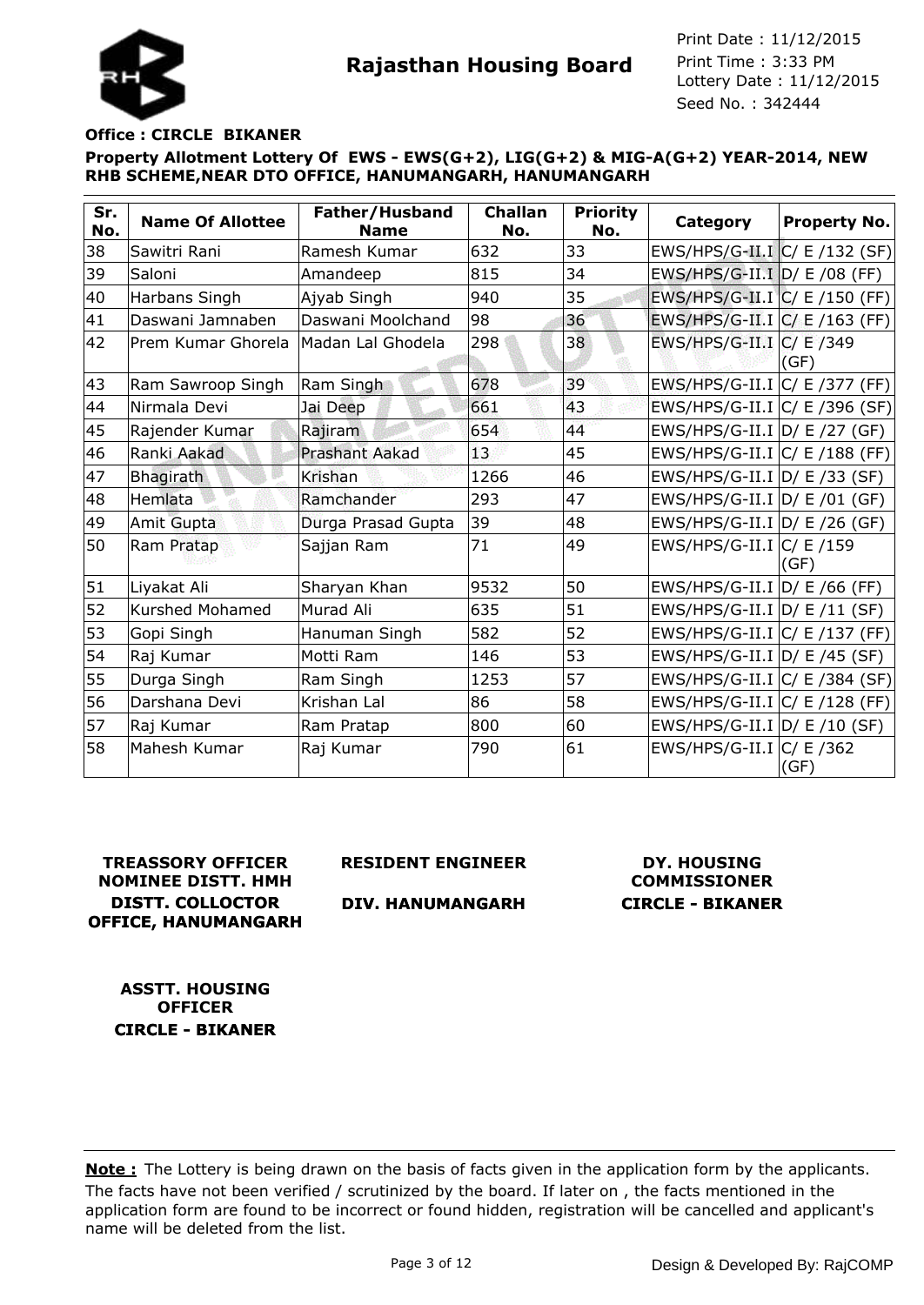**Rajasthan Housing Board**

Print Date : 11/12/2015
Print Time : 3:33 PM
Lottery Date : 11/12/2015
Seed No. : 342444

**Office : CIRCLE BIKANER**

**Property Allotment Lottery Of EWS - EWS(G+2), LIG(G+2) & MIG-A(G+2) YEAR-2014, NEW RHB SCHEME,NEAR DTO OFFICE, HANUMANGARH, HANUMANGARH**

| Sr. No. | Name Of Allottee | Father/Husband Name | Challan No. | Priority No. | Category | Property No. |
|---|---|---|---|---|---|---|
| 38 | Sawitri Rani | Ramesh Kumar | 632 | 33 | EWS/HPS/G-II.I | C/ E /132 (SF) |
| 39 | Saloni | Amandeep | 815 | 34 | EWS/HPS/G-II.I | D/ E /08 (FF) |
| 40 | Harbans Singh | Ajyab Singh | 940 | 35 | EWS/HPS/G-II.I | C/ E /150 (FF) |
| 41 | Daswani Jamnaben | Daswani Moolchand | 98 | 36 | EWS/HPS/G-II.I | C/ E /163 (FF) |
| 42 | Prem Kumar Ghorela | Madan Lal Ghodela | 298 | 38 | EWS/HPS/G-II.I | C/ E /349 (GF) |
| 43 | Ram Sawroop Singh | Ram Singh | 678 | 39 | EWS/HPS/G-II.I | C/ E /377 (FF) |
| 44 | Nirmala Devi | Jai Deep | 661 | 43 | EWS/HPS/G-II.I | C/ E /396 (SF) |
| 45 | Rajender Kumar | Rajiram | 654 | 44 | EWS/HPS/G-II.I | D/ E /27 (GF) |
| 46 | Ranki Aakad | Prashant Aakad | 13 | 45 | EWS/HPS/G-II.I | C/ E /188 (FF) |
| 47 | Bhagirath | Krishan | 1266 | 46 | EWS/HPS/G-II.I | D/ E /33 (SF) |
| 48 | Hemlata | Ramchander | 293 | 47 | EWS/HPS/G-II.I | D/ E /01 (GF) |
| 49 | Amit Gupta | Durga Prasad Gupta | 39 | 48 | EWS/HPS/G-II.I | D/ E /26 (GF) |
| 50 | Ram Pratap | Sajjan Ram | 71 | 49 | EWS/HPS/G-II.I | C/ E /159 (GF) |
| 51 | Liyakat Ali | Sharyan Khan | 9532 | 50 | EWS/HPS/G-II.I | D/ E /66 (FF) |
| 52 | Kurshed Mohamed | Murad Ali | 635 | 51 | EWS/HPS/G-II.I | D/ E /11 (SF) |
| 53 | Gopi Singh | Hanuman Singh | 582 | 52 | EWS/HPS/G-II.I | C/ E /137 (FF) |
| 54 | Raj Kumar | Motti Ram | 146 | 53 | EWS/HPS/G-II.I | D/ E /45 (SF) |
| 55 | Durga Singh | Ram Singh | 1253 | 57 | EWS/HPS/G-II.I | C/ E /384 (SF) |
| 56 | Darshana Devi | Krishan Lal | 86 | 58 | EWS/HPS/G-II.I | C/ E /128 (FF) |
| 57 | Raj Kumar | Ram Pratap | 800 | 60 | EWS/HPS/G-II.I | D/ E /10 (SF) |
| 58 | Mahesh Kumar | Raj Kumar | 790 | 61 | EWS/HPS/G-II.I | C/ E /362 (GF) |

**TREASSORY OFFICER NOMINEE DISTT. HMH DISTT. COLLOCTOR OFFICE, HANUMANGARH**

**RESIDENT ENGINEER**

**DIV. HANUMANGARH**

**DY. HOUSING COMMISSIONER CIRCLE - BIKANER**

**ASSTT. HOUSING OFFICER CIRCLE - BIKANER**

**Note :** The Lottery is being drawn on the basis of facts given in the application form by the applicants. The facts have not been verified / scrutinized by the board. If later on , the facts mentioned in the application form are found to be incorrect or found hidden, registration will be cancelled and applicant's name will be deleted from the list.

Design & Developed By: RajCOMP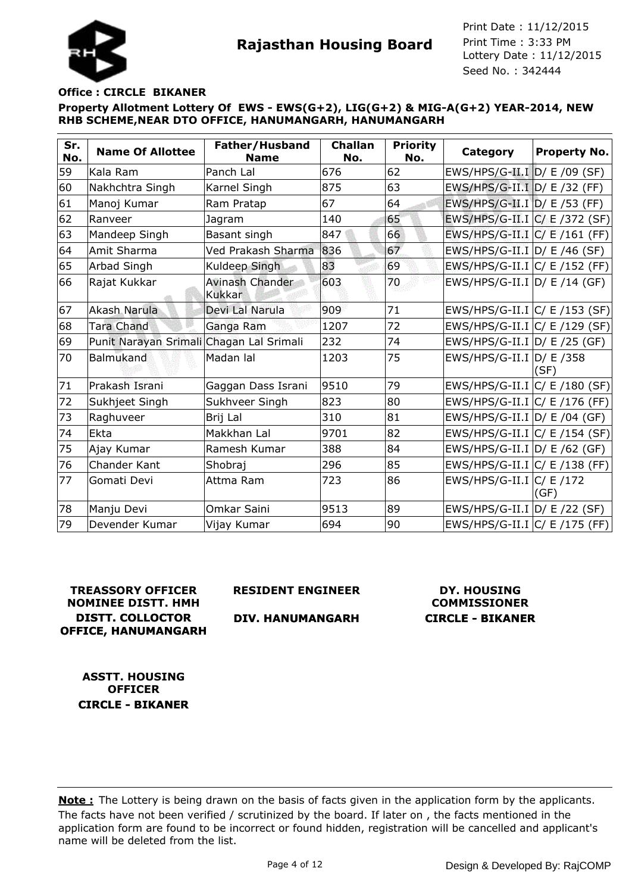# Rajasthan Housing Board

Print Date : 11/12/2015
Print Time : 3:33 PM
Lottery Date : 11/12/2015
Seed No. : 342444

**Office : CIRCLE BIKANER**

**Property Allotment Lottery Of EWS - EWS(G+2), LIG(G+2) & MIG-A(G+2) YEAR-2014, NEW RHB SCHEME,NEAR DTO OFFICE, HANUMANGARH, HANUMANGARH**

| Sr. No. | Name Of Allottee | Father/Husband Name | Challan No. | Priority No. | Category | Property No. |
|---|---|---|---|---|---|---|
| 59 | Kala Ram | Panch Lal | 676 | 62 | EWS/HPS/G-II.I | D/ E /09 (SF) |
| 60 | Nakhchtra Singh | Karnel Singh | 875 | 63 | EWS/HPS/G-II.I | D/ E /32 (FF) |
| 61 | Manoj Kumar | Ram Pratap | 67 | 64 | EWS/HPS/G-II.I | D/ E /53 (FF) |
| 62 | Ranveer | Jagram | 140 | 65 | EWS/HPS/G-II.I | C/ E /372 (SF) |
| 63 | Mandeep Singh | Basant singh | 847 | 66 | EWS/HPS/G-II.I | C/ E /161 (FF) |
| 64 | Amit Sharma | Ved Prakash Sharma | 836 | 67 | EWS/HPS/G-II.I | D/ E /46 (SF) |
| 65 | Arbad Singh | Kuldeep Singh | 83 | 69 | EWS/HPS/G-II.I | C/ E /152 (FF) |
| 66 | Rajat Kukkar | Avinash Chander Kukkar | 603 | 70 | EWS/HPS/G-II.I | D/ E /14 (GF) |
| 67 | Akash Narula | Devi Lal Narula | 909 | 71 | EWS/HPS/G-II.I | C/ E /153 (SF) |
| 68 | Tara Chand | Ganga Ram | 1207 | 72 | EWS/HPS/G-II.I | C/ E /129 (SF) |
| 69 | Punit Narayan Srimali | Chagan Lal Srimali | 232 | 74 | EWS/HPS/G-II.I | D/ E /25 (GF) |
| 70 | Balmukand | Madan lal | 1203 | 75 | EWS/HPS/G-II.I | D/ E /358 (SF) |
| 71 | Prakash Israni | Gaggan Dass Israni | 9510 | 79 | EWS/HPS/G-II.I | C/ E /180 (SF) |
| 72 | Sukhjeet Singh | Sukhveer Singh | 823 | 80 | EWS/HPS/G-II.I | C/ E /176 (FF) |
| 73 | Raghuveer | Brij Lal | 310 | 81 | EWS/HPS/G-II.I | D/ E /04 (GF) |
| 74 | Ekta | Makkhan Lal | 9701 | 82 | EWS/HPS/G-II.I | C/ E /154 (SF) |
| 75 | Ajay Kumar | Ramesh Kumar | 388 | 84 | EWS/HPS/G-II.I | D/ E /62 (GF) |
| 76 | Chander Kant | Shobraj | 296 | 85 | EWS/HPS/G-II.I | C/ E /138 (FF) |
| 77 | Gomati Devi | Attma Ram | 723 | 86 | EWS/HPS/G-II.I | C/ E /172 (GF) |
| 78 | Manju Devi | Omkar Saini | 9513 | 89 | EWS/HPS/G-II.I | D/ E /22 (SF) |
| 79 | Devender Kumar | Vijay Kumar | 694 | 90 | EWS/HPS/G-II.I | C/ E /175 (FF) |

**TREASSORY OFFICER NOMINEE DISTT. HMH DISTT. COLLOCTOR OFFICE, HANUMANGARH**

**RESIDENT ENGINEER DIV. HANUMANGARH**

**DY. HOUSING COMMISSIONER CIRCLE - BIKANER**

**ASSTT. HOUSING OFFICER CIRCLE - BIKANER**

**Note :** The Lottery is being drawn on the basis of facts given in the application form by the applicants. The facts have not been verified / scrutinized by the board. If later on , the facts mentioned in the application form are found to be incorrect or found hidden, registration will be cancelled and applicant's name will be deleted from the list.

Design & Developed By: RajCOMP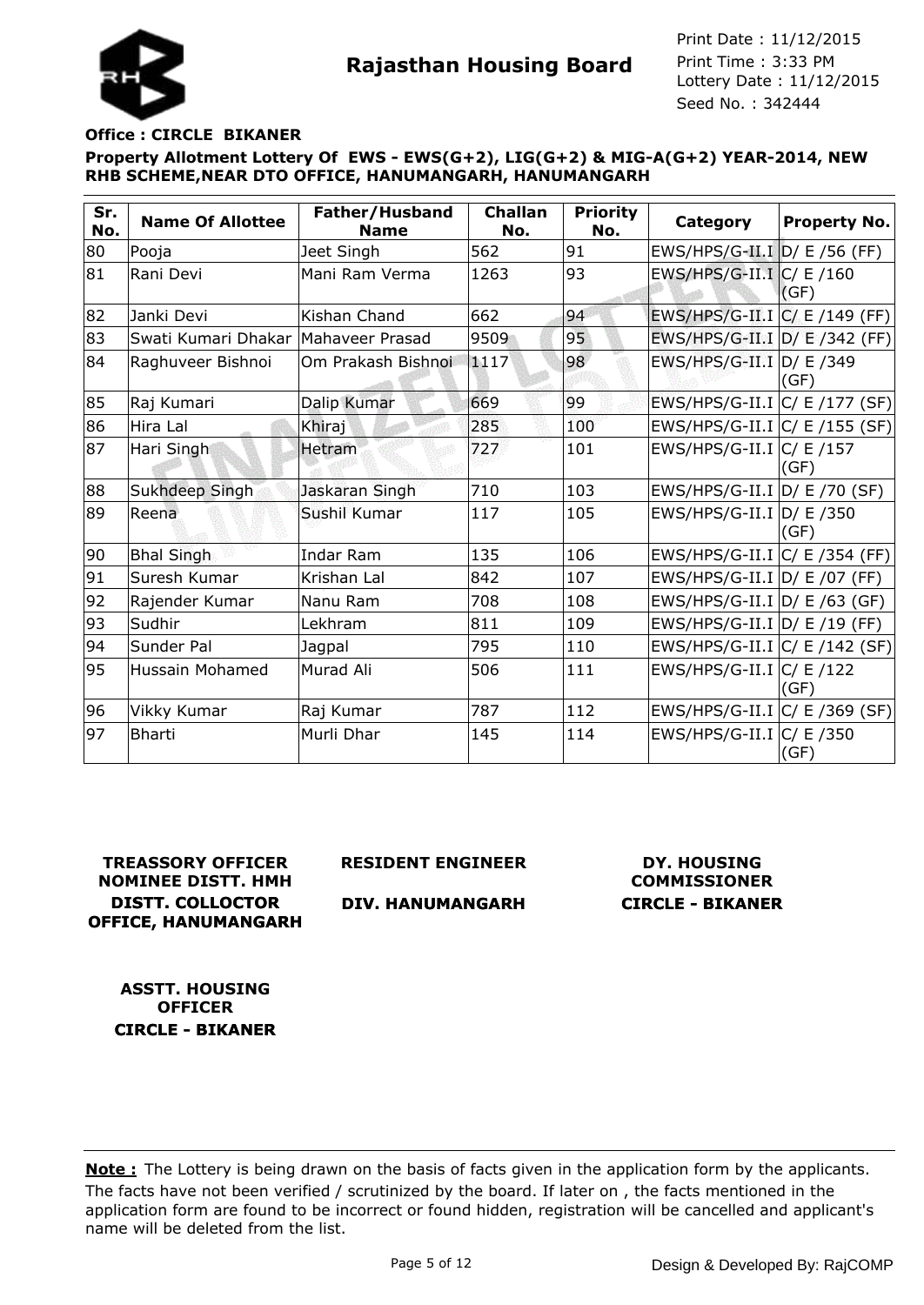**Rajasthan Housing Board**

Print Date : 11/12/2015
Print Time : 3:33 PM
Lottery Date : 11/12/2015
Seed No. : 342444

**Office : CIRCLE BIKANER**

**Property Allotment Lottery Of EWS - EWS(G+2), LIG(G+2) & MIG-A(G+2) YEAR-2014, NEW RHB SCHEME,NEAR DTO OFFICE, HANUMANGARH, HANUMANGARH**

| Sr. No. | Name Of Allottee | Father/Husband Name | Challan No. | Priority No. | Category | Property No. |
|---|---|---|---|---|---|---|
| 80 | Pooja | Jeet Singh | 562 | 91 | EWS/HPS/G-II.I | D/ E /56 (FF) |
| 81 | Rani Devi | Mani Ram Verma | 1263 | 93 | EWS/HPS/G-II.I | C/ E /160 (GF) |
| 82 | Janki Devi | Kishan Chand | 662 | 94 | EWS/HPS/G-II.I | C/ E /149 (FF) |
| 83 | Swati Kumari Dhakar | Mahaveer Prasad | 9509 | 95 | EWS/HPS/G-II.I | D/ E /342 (FF) |
| 84 | Raghuveer Bishnoi | Om Prakash Bishnoi | 1117 | 98 | EWS/HPS/G-II.I | D/ E /349 (GF) |
| 85 | Raj Kumari | Dalip Kumar | 669 | 99 | EWS/HPS/G-II.I | C/ E /177 (SF) |
| 86 | Hira Lal | Khiraj | 285 | 100 | EWS/HPS/G-II.I | C/ E /155 (SF) |
| 87 | Hari Singh | Hetram | 727 | 101 | EWS/HPS/G-II.I | C/ E /157 (GF) |
| 88 | Sukhdeep Singh | Jaskaran Singh | 710 | 103 | EWS/HPS/G-II.I | D/ E /70 (SF) |
| 89 | Reena | Sushil Kumar | 117 | 105 | EWS/HPS/G-II.I | D/ E /350 (GF) |
| 90 | Bhal Singh | Indar Ram | 135 | 106 | EWS/HPS/G-II.I | C/ E /354 (FF) |
| 91 | Suresh Kumar | Krishan Lal | 842 | 107 | EWS/HPS/G-II.I | D/ E /07 (FF) |
| 92 | Rajender Kumar | Nanu Ram | 708 | 108 | EWS/HPS/G-II.I | D/ E /63 (GF) |
| 93 | Sudhir | Lekhram | 811 | 109 | EWS/HPS/G-II.I | D/ E /19 (FF) |
| 94 | Sunder Pal | Jagpal | 795 | 110 | EWS/HPS/G-II.I | C/ E /142 (SF) |
| 95 | Hussain Mohamed | Murad Ali | 506 | 111 | EWS/HPS/G-II.I | C/ E /122 (GF) |
| 96 | Vikky Kumar | Raj Kumar | 787 | 112 | EWS/HPS/G-II.I | C/ E /369 (SF) |
| 97 | Bharti | Murli Dhar | 145 | 114 | EWS/HPS/G-II.I | C/ E /350 (GF) |

**TREASSORY OFFICER NOMINEE DISTT. HMH DISTT. COLLOCTOR OFFICE, HANUMANGARH**

**RESIDENT ENGINEER DIV. HANUMANGARH**

**DY. HOUSING COMMISSIONER CIRCLE - BIKANER**

**ASSTT. HOUSING OFFICER CIRCLE - BIKANER**

**Note :** The Lottery is being drawn on the basis of facts given in the application form by the applicants. The facts have not been verified / scrutinized by the board. If later on , the facts mentioned in the application form are found to be incorrect or found hidden, registration will be cancelled and applicant's name will be deleted from the list.

Design & Developed By: RajCOMP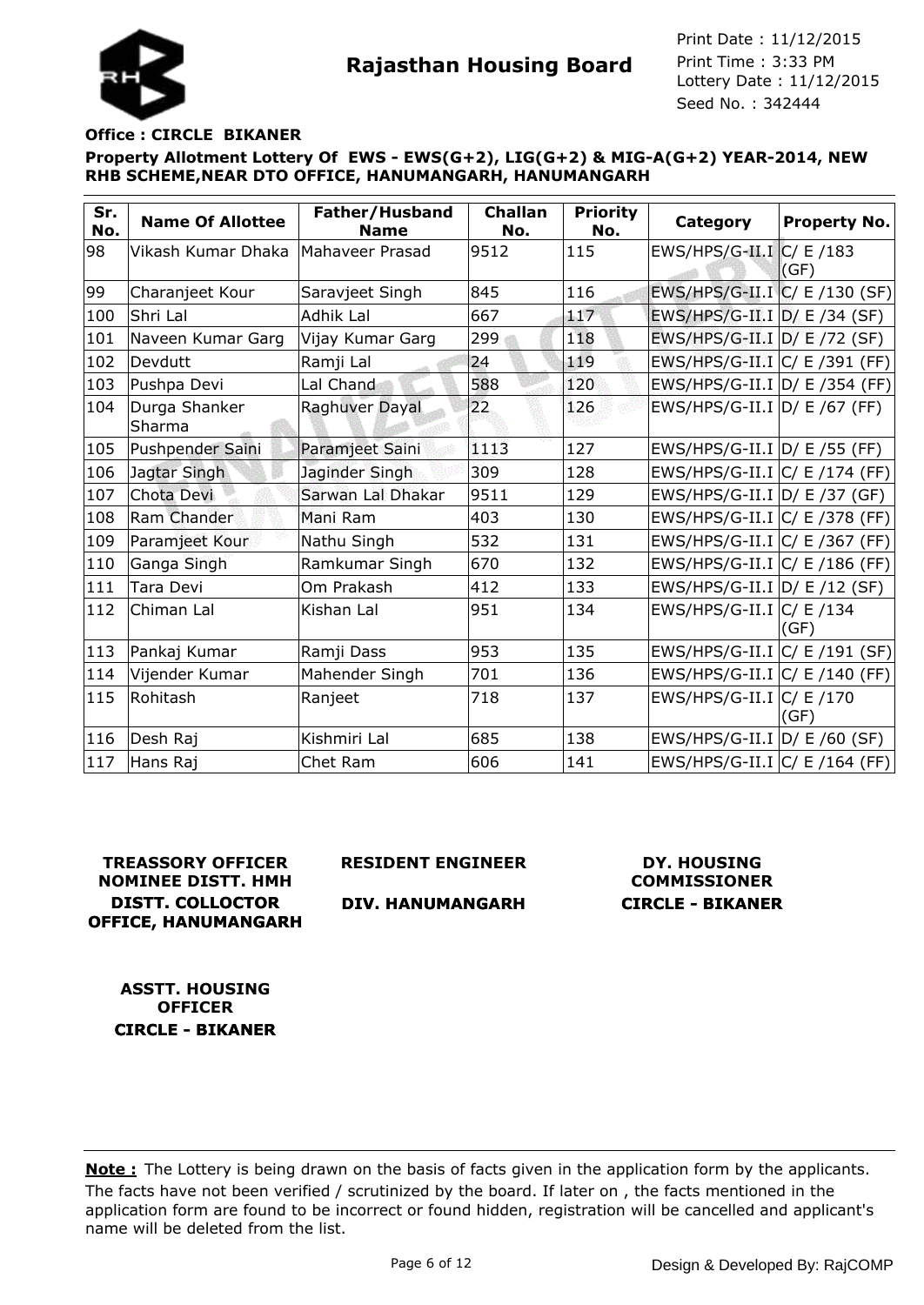# Rajasthan Housing Board

Print Date : 11/12/2015
Print Time : 3:33 PM
Lottery Date : 11/12/2015
Seed No. : 342444

**Office : CIRCLE BIKANER**

**Property Allotment Lottery Of EWS - EWS(G+2), LIG(G+2) & MIG-A(G+2) YEAR-2014, NEW RHB SCHEME,NEAR DTO OFFICE, HANUMANGARH, HANUMANGARH**

| Sr. No. | Name Of Allottee | Father/Husband Name | Challan No. | Priority No. | Category | Property No. |
|---|---|---|---|---|---|---|
| 98 | Vikash Kumar Dhaka | Mahaveer Prasad | 9512 | 115 | EWS/HPS/G-II.I | C/ E /183 (GF) |
| 99 | Charanjeet Kour | Saravjeet Singh | 845 | 116 | EWS/HPS/G-II.I | C/ E /130 (SF) |
| 100 | Shri Lal | Adhik Lal | 667 | 117 | EWS/HPS/G-II.I | D/ E /34 (SF) |
| 101 | Naveen Kumar Garg | Vijay Kumar Garg | 299 | 118 | EWS/HPS/G-II.I | D/ E /72 (SF) |
| 102 | Devdutt | Ramji Lal | 24 | 119 | EWS/HPS/G-II.I | C/ E /391 (FF) |
| 103 | Pushpa Devi | Lal Chand | 588 | 120 | EWS/HPS/G-II.I | D/ E /354 (FF) |
| 104 | Durga Shanker Sharma | Raghuver Dayal | 22 | 126 | EWS/HPS/G-II.I | D/ E /67 (FF) |
| 105 | Pushpender Saini | Paramjeet Saini | 1113 | 127 | EWS/HPS/G-II.I | D/ E /55 (FF) |
| 106 | Jagtar Singh | Jaginder Singh | 309 | 128 | EWS/HPS/G-II.I | C/ E /174 (FF) |
| 107 | Chota Devi | Sarwan Lal Dhakar | 9511 | 129 | EWS/HPS/G-II.I | D/ E /37 (GF) |
| 108 | Ram Chander | Mani Ram | 403 | 130 | EWS/HPS/G-II.I | C/ E /378 (FF) |
| 109 | Paramjeet Kour | Nathu Singh | 532 | 131 | EWS/HPS/G-II.I | C/ E /367 (FF) |
| 110 | Ganga Singh | Ramkumar Singh | 670 | 132 | EWS/HPS/G-II.I | C/ E /186 (FF) |
| 111 | Tara Devi | Om Prakash | 412 | 133 | EWS/HPS/G-II.I | D/ E /12 (SF) |
| 112 | Chiman Lal | Kishan Lal | 951 | 134 | EWS/HPS/G-II.I | C/ E /134 (GF) |
| 113 | Pankaj Kumar | Ramji Dass | 953 | 135 | EWS/HPS/G-II.I | C/ E /191 (SF) |
| 114 | Vijender Kumar | Mahender Singh | 701 | 136 | EWS/HPS/G-II.I | C/ E /140 (FF) |
| 115 | Rohitash | Ranjeet | 718 | 137 | EWS/HPS/G-II.I | C/ E /170 (GF) |
| 116 | Desh Raj | Kishmiri Lal | 685 | 138 | EWS/HPS/G-II.I | D/ E /60 (SF) |
| 117 | Hans Raj | Chet Ram | 606 | 141 | EWS/HPS/G-II.I | C/ E /164 (FF) |

**TREASSORY OFFICER NOMINEE DISTT. HMH**
**DISTT. COLLOCTOR OFFICE, HANUMANGARH**

**RESIDENT ENGINEER**
**DIV. HANUMANGARH**

**DY. HOUSING COMMISSIONER**
**CIRCLE - BIKANER**

**ASSTT. HOUSING OFFICER**
**CIRCLE - BIKANER**

**Note :** The Lottery is being drawn on the basis of facts given in the application form by the applicants. The facts have not been verified / scrutinized by the board. If later on , the facts mentioned in the application form are found to be incorrect or found hidden, registration will be cancelled and applicant's name will be deleted from the list.

Design & Developed By: RajCOMP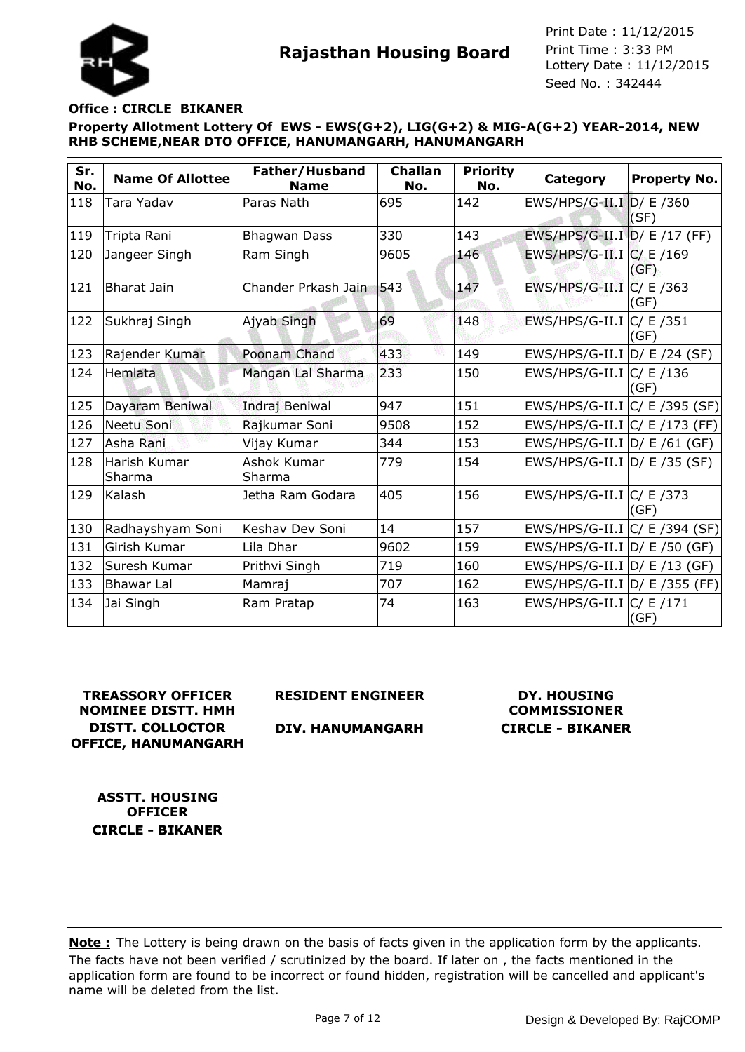# Rajasthan Housing Board

Print Date : 11/12/2015
Print Time : 3:33 PM
Lottery Date : 11/12/2015
Seed No. : 342444

**Office : CIRCLE BIKANER**

**Property Allotment Lottery Of EWS - EWS(G+2), LIG(G+2) & MIG-A(G+2) YEAR-2014, NEW RHB SCHEME,NEAR DTO OFFICE, HANUMANGARH, HANUMANGARH**

| Sr. No. | Name Of Allottee | Father/Husband Name | Challan No. | Priority No. | Category | Property No. |
|---|---|---|---|---|---|---|
| 118 | Tara Yadav | Paras Nath | 695 | 142 | EWS/HPS/G-II.I | D/ E /360 (SF) |
| 119 | Tripta Rani | Bhagwan Dass | 330 | 143 | EWS/HPS/G-II.I | D/ E /17 (FF) |
| 120 | Jangeer Singh | Ram Singh | 9605 | 146 | EWS/HPS/G-II.I | C/ E /169 (GF) |
| 121 | Bharat Jain | Chander Prkash Jain | 543 | 147 | EWS/HPS/G-II.I | C/ E /363 (GF) |
| 122 | Sukhraj Singh | Ajyab Singh | 69 | 148 | EWS/HPS/G-II.I | C/ E /351 (GF) |
| 123 | Rajender Kumar | Poonam Chand | 433 | 149 | EWS/HPS/G-II.I | D/ E /24 (SF) |
| 124 | Hemlata | Mangan Lal Sharma | 233 | 150 | EWS/HPS/G-II.I | C/ E /136 (GF) |
| 125 | Dayaram Beniwal | Indraj Beniwal | 947 | 151 | EWS/HPS/G-II.I | C/ E /395 (SF) |
| 126 | Neetu Soni | Rajkumar Soni | 9508 | 152 | EWS/HPS/G-II.I | C/ E /173 (FF) |
| 127 | Asha Rani | Vijay Kumar | 344 | 153 | EWS/HPS/G-II.I | D/ E /61 (GF) |
| 128 | Harish Kumar Sharma | Ashok Kumar Sharma | 779 | 154 | EWS/HPS/G-II.I | D/ E /35 (SF) |
| 129 | Kalash | Jetha Ram Godara | 405 | 156 | EWS/HPS/G-II.I | C/ E /373 (GF) |
| 130 | Radhayshyam Soni | Keshav Dev Soni | 14 | 157 | EWS/HPS/G-II.I | C/ E /394 (SF) |
| 131 | Girish Kumar | Lila Dhar | 9602 | 159 | EWS/HPS/G-II.I | D/ E /50 (GF) |
| 132 | Suresh Kumar | Prithvi Singh | 719 | 160 | EWS/HPS/G-II.I | D/ E /13 (GF) |
| 133 | Bhawar Lal | Mamraj | 707 | 162 | EWS/HPS/G-II.I | D/ E /355 (FF) |
| 134 | Jai Singh | Ram Pratap | 74 | 163 | EWS/HPS/G-II.I | C/ E /171 (GF) |

**TREASSORY OFFICER NOMINEE DISTT. HMH**
**DISTT. COLLOCTOR OFFICE, HANUMANGARH**

**RESIDENT ENGINEER**
**DIV. HANUMANGARH**

**DY. HOUSING COMMISSIONER**
**CIRCLE - BIKANER**

**ASSTT. HOUSING OFFICER**
**CIRCLE - BIKANER**

**Note :** The Lottery is being drawn on the basis of facts given in the application form by the applicants. The facts have not been verified / scrutinized by the board. If later on , the facts mentioned in the application form are found to be incorrect or found hidden, registration will be cancelled and applicant's name will be deleted from the list.

Design & Developed By: RajCOMP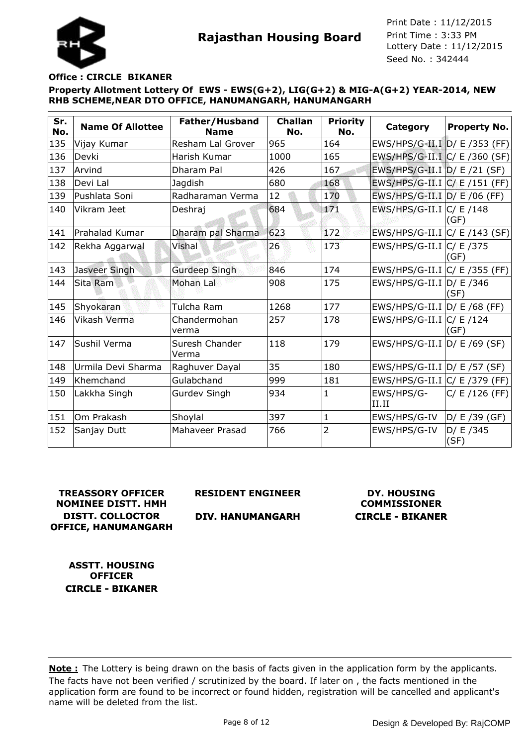# Rajasthan Housing Board

Print Date : 11/12/2015
Print Time : 3:33 PM
Lottery Date : 11/12/2015
Seed No. : 342444

**Office : CIRCLE BIKANER**

**Property Allotment Lottery Of EWS - EWS(G+2), LIG(G+2) & MIG-A(G+2) YEAR-2014, NEW RHB SCHEME,NEAR DTO OFFICE, HANUMANGARH, HANUMANGARH**

| Sr. No. | Name Of Allottee | Father/Husband Name | Challan No. | Priority No. | Category | Property No. |
|---|---|---|---|---|---|---|
| 135 | Vijay Kumar | Resham Lal Grover | 965 | 164 | EWS/HPS/G-II.I | D/ E /353 (FF) |
| 136 | Devki | Harish Kumar | 1000 | 165 | EWS/HPS/G-II.I | C/ E /360 (SF) |
| 137 | Arvind | Dharam Pal | 426 | 167 | EWS/HPS/G-II.I | D/ E /21 (SF) |
| 138 | Devi Lal | Jagdish | 680 | 168 | EWS/HPS/G-II.I | C/ E /151 (FF) |
| 139 | Pushlata Soni | Radharaman Verma | 12 | 170 | EWS/HPS/G-II.I | D/ E /06 (FF) |
| 140 | Vikram Jeet | Deshraj | 684 | 171 | EWS/HPS/G-II.I | C/ E /148 (GF) |
| 141 | Prahalad Kumar | Dharam pal Sharma | 623 | 172 | EWS/HPS/G-II.I | C/ E /143 (SF) |
| 142 | Rekha Aggarwal | Vishal | 26 | 173 | EWS/HPS/G-II.I | C/ E /375 (GF) |
| 143 | Jasveer Singh | Gurdeep Singh | 846 | 174 | EWS/HPS/G-II.I | C/ E /355 (FF) |
| 144 | Sita Ram | Mohan Lal | 908 | 175 | EWS/HPS/G-II.I | D/ E /346 (SF) |
| 145 | Shyokaran | Tulcha Ram | 1268 | 177 | EWS/HPS/G-II.I | D/ E /68 (FF) |
| 146 | Vikash Verma | Chandermohan verma | 257 | 178 | EWS/HPS/G-II.I | C/ E /124 (GF) |
| 147 | Sushil Verma | Suresh Chander Verma | 118 | 179 | EWS/HPS/G-II.I | D/ E /69 (SF) |
| 148 | Urmila Devi Sharma | Raghuver Dayal | 35 | 180 | EWS/HPS/G-II.I | D/ E /57 (SF) |
| 149 | Khemchand | Gulabchand | 999 | 181 | EWS/HPS/G-II.I | C/ E /379 (FF) |
| 150 | Lakkha Singh | Gurdev Singh | 934 | 1 | EWS/HPS/G-II.II | C/ E /126 (FF) |
| 151 | Om Prakash | Shoylal | 397 | 1 | EWS/HPS/G-IV | D/ E /39 (GF) |
| 152 | Sanjay Dutt | Mahaveer Prasad | 766 | 2 | EWS/HPS/G-IV | D/ E /345 (SF) |

**TREASSORY OFFICER NOMINEE DISTT. HMH DISTT. COLLOCTOR OFFICE, HANUMANGARH**

**RESIDENT ENGINEER**

**DIV. HANUMANGARH**

**DY. HOUSING COMMISSIONER CIRCLE - BIKANER**

**ASSTT. HOUSING OFFICER CIRCLE - BIKANER**

**Note :** The Lottery is being drawn on the basis of facts given in the application form by the applicants. The facts have not been verified / scrutinized by the board. If later on , the facts mentioned in the application form are found to be incorrect or found hidden, registration will be cancelled and applicant's name will be deleted from the list.

Design & Developed By: RajCOMP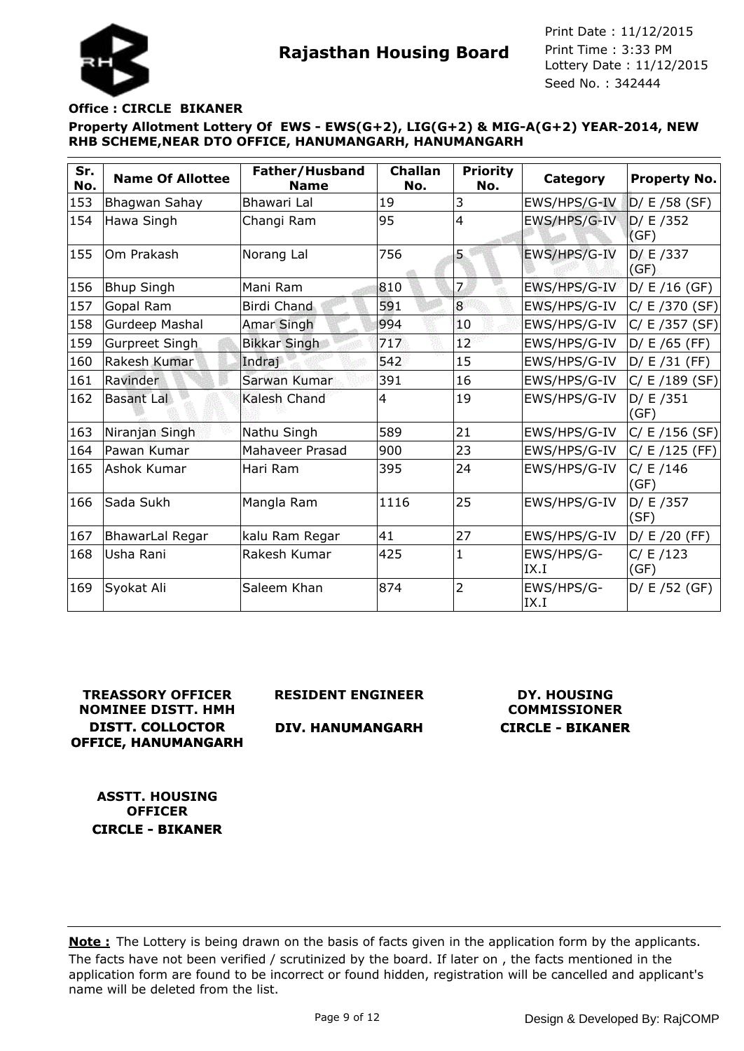# Rajasthan Housing Board

Print Date : 11/12/2015
Print Time : 3:33 PM
Lottery Date : 11/12/2015
Seed No. : 342444

**Office : CIRCLE BIKANER**

**Property Allotment Lottery Of EWS - EWS(G+2), LIG(G+2) & MIG-A(G+2) YEAR-2014, NEW RHB SCHEME,NEAR DTO OFFICE, HANUMANGARH, HANUMANGARH**

| Sr. No. | Name Of Allottee | Father/Husband Name | Challan No. | Priority No. | Category | Property No. |
|---|---|---|---|---|---|---|
| 153 | Bhagwan Sahay | Bhawari Lal | 19 | 3 | EWS/HPS/G-IV | D/ E /58 (SF) |
| 154 | Hawa Singh | Changi Ram | 95 | 4 | EWS/HPS/G-IV | D/ E /352 (GF) |
| 155 | Om Prakash | Norang Lal | 756 | 5 | EWS/HPS/G-IV | D/ E /337 (GF) |
| 156 | Bhup Singh | Mani Ram | 810 | 7 | EWS/HPS/G-IV | D/ E /16 (GF) |
| 157 | Gopal Ram | Birdi Chand | 591 | 8 | EWS/HPS/G-IV | C/ E /370 (SF) |
| 158 | Gurdeep Mashal | Amar Singh | 994 | 10 | EWS/HPS/G-IV | C/ E /357 (SF) |
| 159 | Gurpreet Singh | Bikkar Singh | 717 | 12 | EWS/HPS/G-IV | D/ E /65 (FF) |
| 160 | Rakesh Kumar | Indraj | 542 | 15 | EWS/HPS/G-IV | D/ E /31 (FF) |
| 161 | Ravinder | Sarwan Kumar | 391 | 16 | EWS/HPS/G-IV | C/ E /189 (SF) |
| 162 | Basant Lal | Kalesh Chand | 4 | 19 | EWS/HPS/G-IV | D/ E /351 (GF) |
| 163 | Niranjan Singh | Nathu Singh | 589 | 21 | EWS/HPS/G-IV | C/ E /156 (SF) |
| 164 | Pawan Kumar | Mahaveer Prasad | 900 | 23 | EWS/HPS/G-IV | C/ E /125 (FF) |
| 165 | Ashok Kumar | Hari Ram | 395 | 24 | EWS/HPS/G-IV | C/ E /146 (GF) |
| 166 | Sada Sukh | Mangla Ram | 1116 | 25 | EWS/HPS/G-IV | D/ E /357 (SF) |
| 167 | BhawarLal Regar | kalu Ram Regar | 41 | 27 | EWS/HPS/G-IV | D/ E /20 (FF) |
| 168 | Usha Rani | Rakesh Kumar | 425 | 1 | EWS/HPS/G-IX.I | C/ E /123 (GF) |
| 169 | Syokat Ali | Saleem Khan | 874 | 2 | EWS/HPS/G-IX.I | D/ E /52 (GF) |

**TREASSORY OFFICER NOMINEE DISTT. HMH DISTT. COLLOCTOR OFFICE, HANUMANGARH**

**RESIDENT ENGINEER DIV. HANUMANGARH**

**DY. HOUSING COMMISSIONER CIRCLE - BIKANER**

**ASSTT. HOUSING OFFICER CIRCLE - BIKANER**

**Note :** The Lottery is being drawn on the basis of facts given in the application form by the applicants. The facts have not been verified / scrutinized by the board. If later on , the facts mentioned in the application form are found to be incorrect or found hidden, registration will be cancelled and applicant's name will be deleted from the list.

Design & Developed By: RajCOMP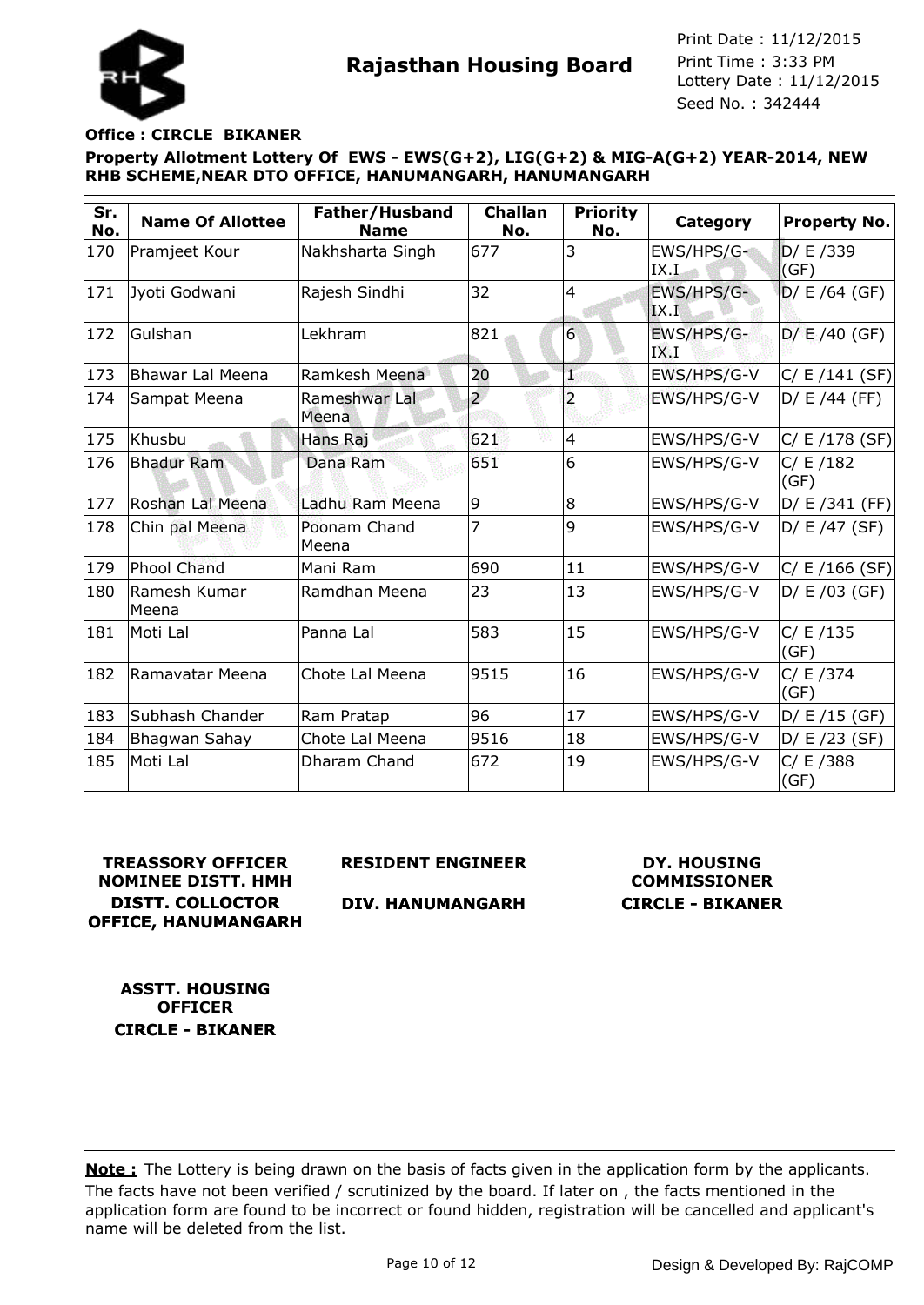# Rajasthan Housing Board

Print Date : 11/12/2015
Print Time : 3:33 PM
Lottery Date : 11/12/2015
Seed No. : 342444

**Office : CIRCLE BIKANER**

**Property Allotment Lottery Of EWS - EWS(G+2), LIG(G+2) & MIG-A(G+2) YEAR-2014, NEW RHB SCHEME,NEAR DTO OFFICE, HANUMANGARH, HANUMANGARH**

| Sr. No. | Name Of Allottee | Father/Husband Name | Challan No. | Priority No. | Category | Property No. |
|---|---|---|---|---|---|---|
| 170 | Pramjeet Kour | Nakhsharta Singh | 677 | 3 | EWS/HPS/G-IX.I | D/ E /339 (GF) |
| 171 | Jyoti Godwani | Rajesh Sindhi | 32 | 4 | EWS/HPS/G-IX.I | D/ E /64 (GF) |
| 172 | Gulshan | Lekhram | 821 | 6 | EWS/HPS/G-IX.I | D/ E /40 (GF) |
| 173 | Bhawar Lal Meena | Ramkesh Meena | 20 | 1 | EWS/HPS/G-V | C/ E /141 (SF) |
| 174 | Sampat Meena | Rameshwar Lal Meena | 2 | 2 | EWS/HPS/G-V | D/ E /44 (FF) |
| 175 | Khusbu | Hans Raj | 621 | 4 | EWS/HPS/G-V | C/ E /178 (SF) |
| 176 | Bhadur Ram | Dana Ram | 651 | 6 | EWS/HPS/G-V | C/ E /182 (GF) |
| 177 | Roshan Lal Meena | Ladhu Ram Meena | 9 | 8 | EWS/HPS/G-V | D/ E /341 (FF) |
| 178 | Chin pal Meena | Poonam Chand Meena | 7 | 9 | EWS/HPS/G-V | D/ E /47 (SF) |
| 179 | Phool Chand | Mani Ram | 690 | 11 | EWS/HPS/G-V | C/ E /166 (SF) |
| 180 | Ramesh Kumar Meena | Ramdhan Meena | 23 | 13 | EWS/HPS/G-V | D/ E /03 (GF) |
| 181 | Moti Lal | Panna Lal | 583 | 15 | EWS/HPS/G-V | C/ E /135 (GF) |
| 182 | Ramavatar Meena | Chote Lal Meena | 9515 | 16 | EWS/HPS/G-V | C/ E /374 (GF) |
| 183 | Subhash Chander | Ram Pratap | 96 | 17 | EWS/HPS/G-V | D/ E /15 (GF) |
| 184 | Bhagwan Sahay | Chote Lal Meena | 9516 | 18 | EWS/HPS/G-V | D/ E /23 (SF) |
| 185 | Moti Lal | Dharam Chand | 672 | 19 | EWS/HPS/G-V | C/ E /388 (GF) |

**TREASSORY OFFICER NOMINEE DISTT. HMH DISTT. COLLOCTOR OFFICE, HANUMANGARH**

**RESIDENT ENGINEER**

**DIV. HANUMANGARH**

**DY. HOUSING COMMISSIONER CIRCLE - BIKANER**

**ASSTT. HOUSING OFFICER CIRCLE - BIKANER**

**Note :** The Lottery is being drawn on the basis of facts given in the application form by the applicants. The facts have not been verified / scrutinized by the board. If later on , the facts mentioned in the application form are found to be incorrect or found hidden, registration will be cancelled and applicant's name will be deleted from the list.

Design & Developed By: RajCOMP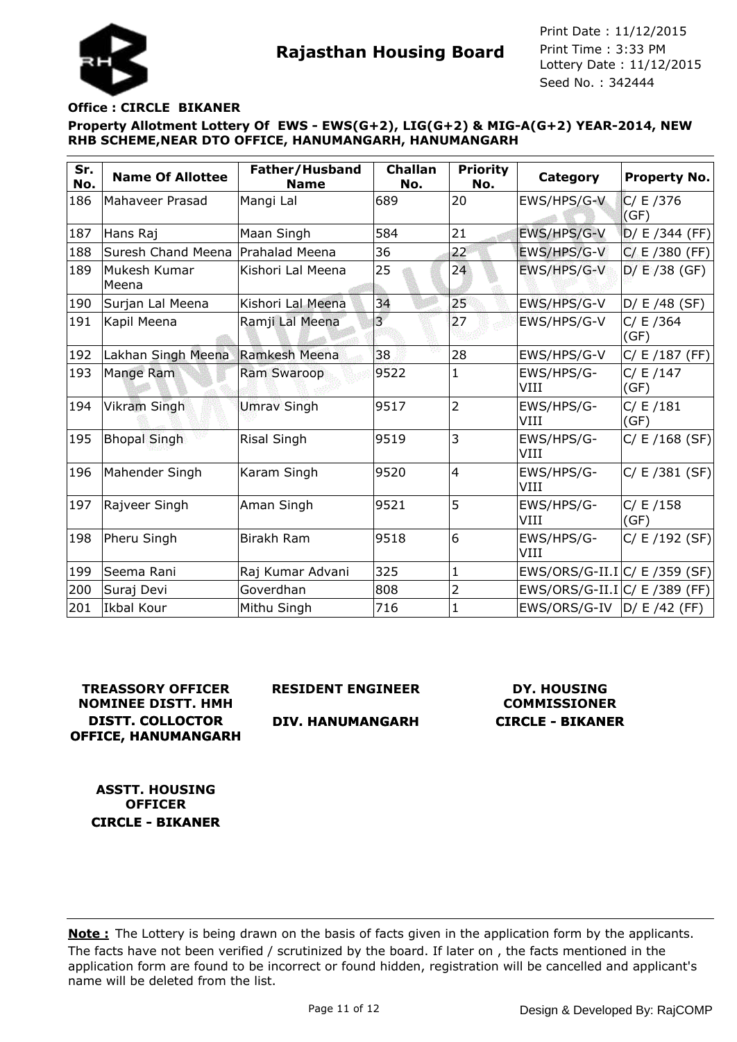**Rajasthan Housing Board**

Print Date : 11/12/2015
Print Time : 3:33 PM
Lottery Date : 11/12/2015
Seed No. : 342444

**Office : CIRCLE BIKANER**

**Property Allotment Lottery Of EWS - EWS(G+2), LIG(G+2) & MIG-A(G+2) YEAR-2014, NEW RHB SCHEME,NEAR DTO OFFICE, HANUMANGARH, HANUMANGARH**

| Sr. No. | Name Of Allottee | Father/Husband Name | Challan No. | Priority No. | Category | Property No. |
|---|---|---|---|---|---|---|
| 186 | Mahaveer Prasad | Mangi Lal | 689 | 20 | EWS/HPS/G-V | C/ E /376 (GF) |
| 187 | Hans Raj | Maan Singh | 584 | 21 | EWS/HPS/G-V | D/ E /344 (FF) |
| 188 | Suresh Chand Meena | Prahalad Meena | 36 | 22 | EWS/HPS/G-V | C/ E /380 (FF) |
| 189 | Mukesh Kumar Meena | Kishori Lal Meena | 25 | 24 | EWS/HPS/G-V | D/ E /38 (GF) |
| 190 | Surjan Lal Meena | Kishori Lal Meena | 34 | 25 | EWS/HPS/G-V | D/ E /48 (SF) |
| 191 | Kapil Meena | Ramji Lal Meena | 3 | 27 | EWS/HPS/G-V | C/ E /364 (GF) |
| 192 | Lakhan Singh Meena | Ramkesh Meena | 38 | 28 | EWS/HPS/G-V | C/ E /187 (FF) |
| 193 | Mange Ram | Ram Swaroop | 9522 | 1 | EWS/HPS/G-VIII | C/ E /147 (GF) |
| 194 | Vikram Singh | Umrav Singh | 9517 | 2 | EWS/HPS/G-VIII | C/ E /181 (GF) |
| 195 | Bhopal Singh | Risal Singh | 9519 | 3 | EWS/HPS/G-VIII | C/ E /168 (SF) |
| 196 | Mahender Singh | Karam Singh | 9520 | 4 | EWS/HPS/G-VIII | C/ E /381 (SF) |
| 197 | Rajveer Singh | Aman Singh | 9521 | 5 | EWS/HPS/G-VIII | C/ E /158 (GF) |
| 198 | Pheru Singh | Birakh Ram | 9518 | 6 | EWS/HPS/G-VIII | C/ E /192 (SF) |
| 199 | Seema Rani | Raj Kumar Advani | 325 | 1 | EWS/ORS/G-II.I | C/ E /359 (SF) |
| 200 | Suraj Devi | Goverdhan | 808 | 2 | EWS/ORS/G-II.I | C/ E /389 (FF) |
| 201 | Ikbal Kour | Mithu Singh | 716 | 1 | EWS/ORS/G-IV | D/ E /42 (FF) |

**TREASSORY OFFICER NOMINEE DISTT. HMH DISTT. COLLOCTOR OFFICE, HANUMANGARH**

**RESIDENT ENGINEER DIV. HANUMANGARH**

**DY. HOUSING COMMISSIONER CIRCLE - BIKANER**

**ASSTT. HOUSING OFFICER CIRCLE - BIKANER**

**Note :** The Lottery is being drawn on the basis of facts given in the application form by the applicants. The facts have not been verified / scrutinized by the board. If later on , the facts mentioned in the application form are found to be incorrect or found hidden, registration will be cancelled and applicant's name will be deleted from the list.

Design & Developed By: RajCOMP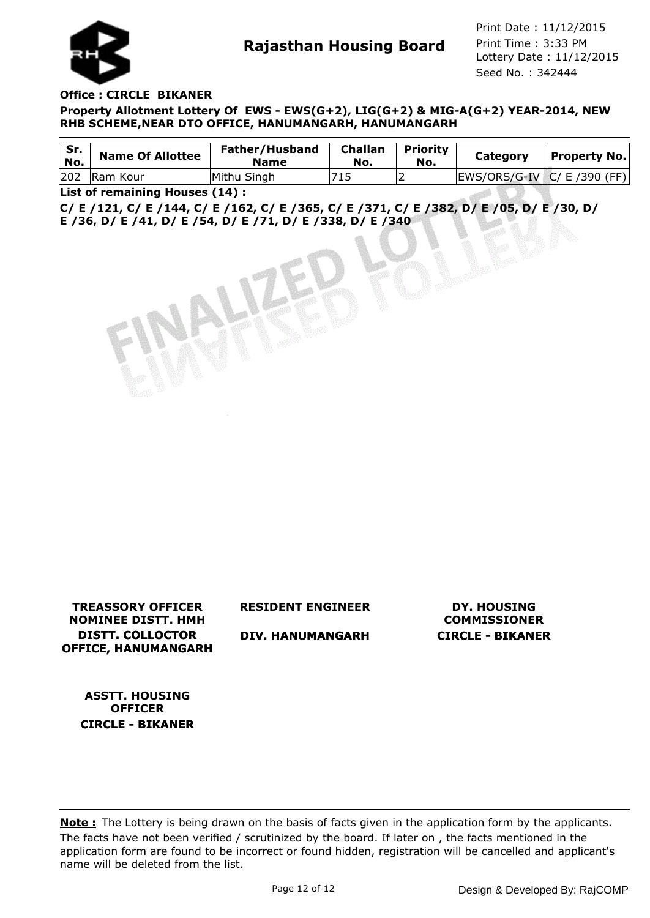**Rajasthan Housing Board**

Print Date : 11/12/2015
Print Time : 3:33 PM
Lottery Date : 11/12/2015
Seed No. : 342444

**Office : CIRCLE BIKANER**

**Property Allotment Lottery Of EWS - EWS(G+2), LIG(G+2) & MIG-A(G+2) YEAR-2014, NEW RHB SCHEME,NEAR DTO OFFICE, HANUMANGARH, HANUMANGARH**

| Sr. No. | Name Of Allottee | Father/Husband Name | Challan No. | Priority No. | Category | Property No. |
|---|---|---|---|---|---|---|
| 202 | Ram Kour | Mithu Singh | 715 | 2 | EWS/ORS/G-IV | C/ E /390 (FF) |

**List of remaining Houses (14) :**

**C/ E /121, C/ E /144, C/ E /162, C/ E /365, C/ E /371, C/ E /382, D/ E /05, D/ E /30, D/ E /36, D/ E /41, D/ E /54, D/ E /71, D/ E /338, D/ E /340**

**TREASSORY OFFICER NOMINEE DISTT. HMH DISTT. COLLOCTOR OFFICE, HANUMANGARH**

**RESIDENT ENGINEER DIV. HANUMANGARH**

**DY. HOUSING COMMISSIONER CIRCLE - BIKANER**

**ASSTT. HOUSING OFFICER CIRCLE - BIKANER**

**Note :** The Lottery is being drawn on the basis of facts given in the application form by the applicants. The facts have not been verified / scrutinized by the board. If later on , the facts mentioned in the application form are found to be incorrect or found hidden, registration will be cancelled and applicant's name will be deleted from the list.

Design & Developed By: RajCOMP